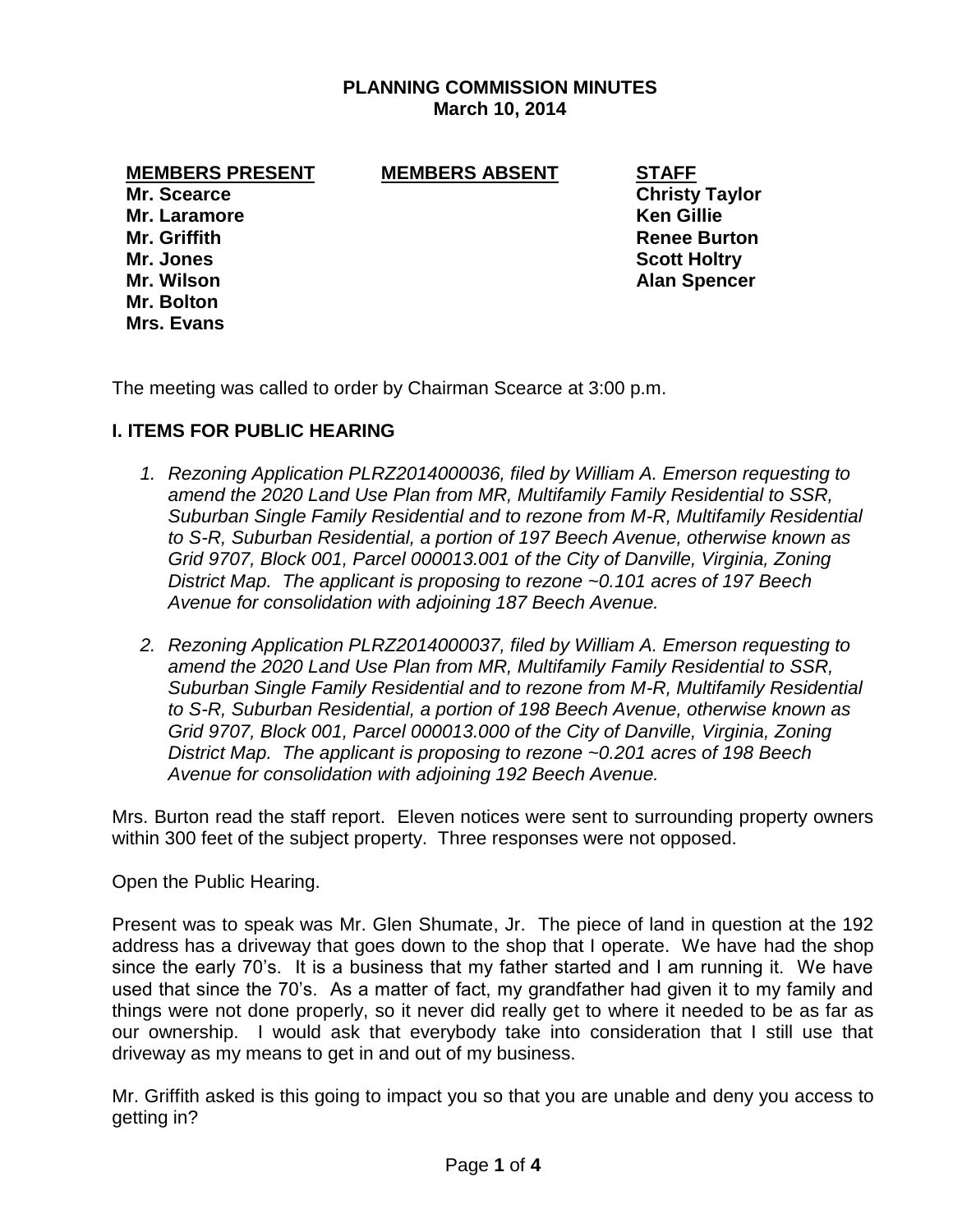# PLANNING COMMISSION MINUTES
## March 10, 2014

| MEMBERS PRESENT | MEMBERS ABSENT | STAFF |
|---|---|---|
| Mr. Scearce | | Christy Taylor |
| Mr. Laramore | | Ken Gillie |
| Mr. Griffith | | Renee Burton |
| Mr. Jones | | Scott Holtry |
| Mr. Wilson | | Alan Spencer |
| Mr. Bolton | | |
| Mrs. Evans | | |

The meeting was called to order by Chairman Scearce at 3:00 p.m.

### I. ITEMS FOR PUBLIC HEARING

1. *Rezoning Application PLRZ2014000036, filed by William A. Emerson requesting to amend the 2020 Land Use Plan from MR, Multifamily Family Residential to SSR, Suburban Single Family Residential and to rezone from M-R, Multifamily Residential to S-R, Suburban Residential, a portion of 197 Beech Avenue, otherwise known as Grid 9707, Block 001, Parcel 000013.001 of the City of Danville, Virginia, Zoning District Map. The applicant is proposing to rezone ~0.101 acres of 197 Beech Avenue for consolidation with adjoining 187 Beech Avenue.*

2. *Rezoning Application PLRZ2014000037, filed by William A. Emerson requesting to amend the 2020 Land Use Plan from MR, Multifamily Family Residential to SSR, Suburban Single Family Residential and to rezone from M-R, Multifamily Residential to S-R, Suburban Residential, a portion of 198 Beech Avenue, otherwise known as Grid 9707, Block 001, Parcel 000013.000 of the City of Danville, Virginia, Zoning District Map. The applicant is proposing to rezone ~0.201 acres of 198 Beech Avenue for consolidation with adjoining 192 Beech Avenue.*

Mrs. Burton read the staff report. Eleven notices were sent to surrounding property owners within 300 feet of the subject property. Three responses were not opposed.

Open the Public Hearing.

Present was to speak was Mr. Glen Shumate, Jr. The piece of land in question at the 192 address has a driveway that goes down to the shop that I operate. We have had the shop since the early 70's. It is a business that my father started and I am running it. We have used that since the 70's. As a matter of fact, my grandfather had given it to my family and things were not done properly, so it never did really get to where it needed to be as far as our ownership. I would ask that everybody take into consideration that I still use that driveway as my means to get in and out of my business.

Mr. Griffith asked is this going to impact you so that you are unable and deny you access to getting in?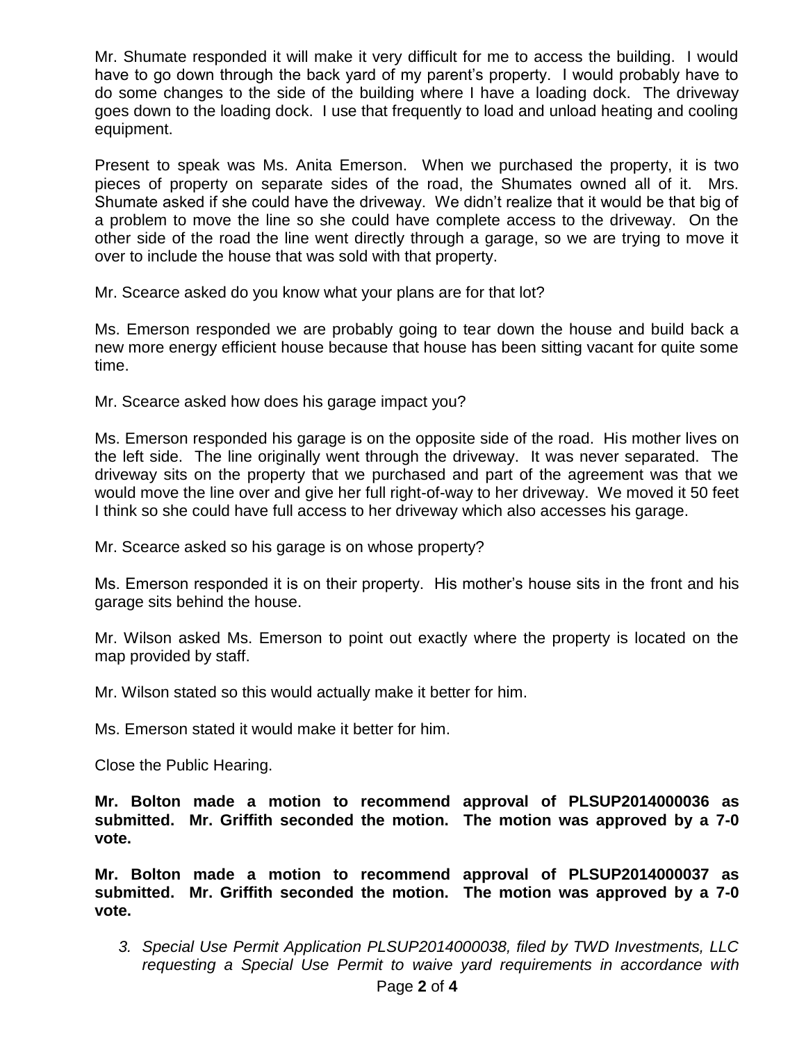Mr. Shumate responded it will make it very difficult for me to access the building. I would have to go down through the back yard of my parent's property. I would probably have to do some changes to the side of the building where I have a loading dock. The driveway goes down to the loading dock. I use that frequently to load and unload heating and cooling equipment.

Present to speak was Ms. Anita Emerson. When we purchased the property, it is two pieces of property on separate sides of the road, the Shumates owned all of it. Mrs. Shumate asked if she could have the driveway. We didn't realize that it would be that big of a problem to move the line so she could have complete access to the driveway. On the other side of the road the line went directly through a garage, so we are trying to move it over to include the house that was sold with that property.

Mr. Scearce asked do you know what your plans are for that lot?

Ms. Emerson responded we are probably going to tear down the house and build back a new more energy efficient house because that house has been sitting vacant for quite some time.

Mr. Scearce asked how does his garage impact you?

Ms. Emerson responded his garage is on the opposite side of the road. His mother lives on the left side. The line originally went through the driveway. It was never separated. The driveway sits on the property that we purchased and part of the agreement was that we would move the line over and give her full right-of-way to her driveway. We moved it 50 feet I think so she could have full access to her driveway which also accesses his garage.

Mr. Scearce asked so his garage is on whose property?

Ms. Emerson responded it is on their property. His mother's house sits in the front and his garage sits behind the house.

Mr. Wilson asked Ms. Emerson to point out exactly where the property is located on the map provided by staff.

Mr. Wilson stated so this would actually make it better for him.

Ms. Emerson stated it would make it better for him.

Close the Public Hearing.

**Mr. Bolton made a motion to recommend approval of PLSUP2014000036 as submitted. Mr. Griffith seconded the motion. The motion was approved by a 7-0 vote.**

**Mr. Bolton made a motion to recommend approval of PLSUP2014000037 as submitted. Mr. Griffith seconded the motion. The motion was approved by a 7-0 vote.**

3. *Special Use Permit Application PLSUP2014000038, filed by TWD Investments, LLC requesting a Special Use Permit to waive yard requirements in accordance with*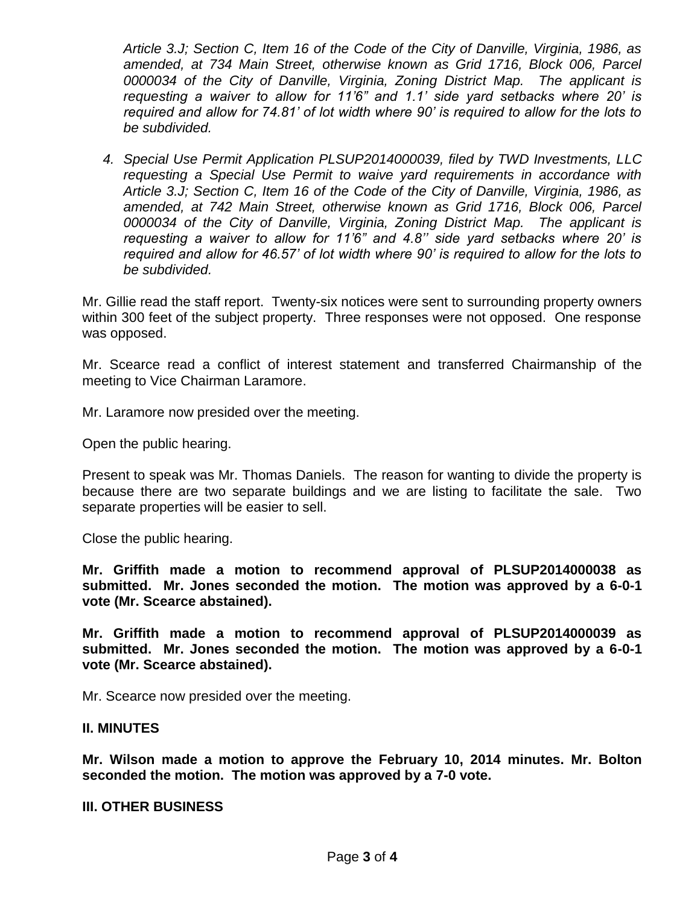*Article 3.J; Section C, Item 16 of the Code of the City of Danville, Virginia, 1986, as amended, at 734 Main Street, otherwise known as Grid 1716, Block 006, Parcel 0000034 of the City of Danville, Virginia, Zoning District Map. The applicant is requesting a waiver to allow for 11'6" and 1.1' side yard setbacks where 20' is required and allow for 74.81' of lot width where 90' is required to allow for the lots to be subdivided.*

4. *Special Use Permit Application PLSUP2014000039, filed by TWD Investments, LLC requesting a Special Use Permit to waive yard requirements in accordance with Article 3.J; Section C, Item 16 of the Code of the City of Danville, Virginia, 1986, as amended, at 742 Main Street, otherwise known as Grid 1716, Block 006, Parcel 0000034 of the City of Danville, Virginia, Zoning District Map. The applicant is requesting a waiver to allow for 11'6" and 4.8'' side yard setbacks where 20' is required and allow for 46.57' of lot width where 90' is required to allow for the lots to be subdivided.*

Mr. Gillie read the staff report. Twenty-six notices were sent to surrounding property owners within 300 feet of the subject property. Three responses were not opposed. One response was opposed.

Mr. Scearce read a conflict of interest statement and transferred Chairmanship of the meeting to Vice Chairman Laramore.

Mr. Laramore now presided over the meeting.

Open the public hearing.

Present to speak was Mr. Thomas Daniels. The reason for wanting to divide the property is because there are two separate buildings and we are listing to facilitate the sale. Two separate properties will be easier to sell.

Close the public hearing.

**Mr. Griffith made a motion to recommend approval of PLSUP2014000038 as submitted. Mr. Jones seconded the motion. The motion was approved by a 6-0-1 vote (Mr. Scearce abstained).**

**Mr. Griffith made a motion to recommend approval of PLSUP2014000039 as submitted. Mr. Jones seconded the motion. The motion was approved by a 6-0-1 vote (Mr. Scearce abstained).**

Mr. Scearce now presided over the meeting.

## II. MINUTES

**Mr. Wilson made a motion to approve the February 10, 2014 minutes. Mr. Bolton seconded the motion. The motion was approved by a 7-0 vote.**

## III. OTHER BUSINESS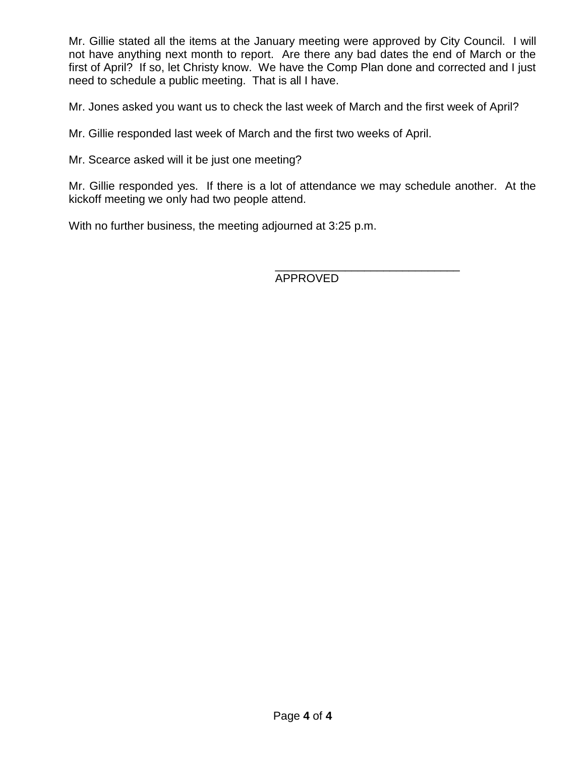Mr. Gillie stated all the items at the January meeting were approved by City Council. I will not have anything next month to report. Are there any bad dates the end of March or the first of April? If so, let Christy know. We have the Comp Plan done and corrected and I just need to schedule a public meeting. That is all I have.

Mr. Jones asked you want us to check the last week of March and the first week of April?

Mr. Gillie responded last week of March and the first two weeks of April.

Mr. Scearce asked will it be just one meeting?

Mr. Gillie responded yes. If there is a lot of attendance we may schedule another. At the kickoff meeting we only had two people attend.

With no further business, the meeting adjourned at 3:25 p.m.

\_\_\_\_\_\_\_\_\_\_\_\_\_\_\_\_\_\_\_\_\_\_\_\_\_\_\_\_\_\_

APPROVED